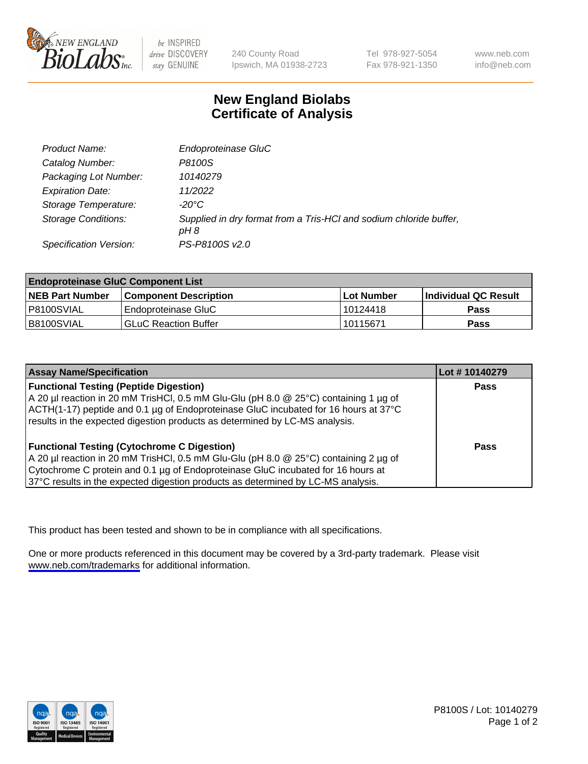NEW ENGLAND BioLabs Inc. — be INSPIRED drive DISCOVERY stay GENUINE

240 County Road
Ipswich, MA 01938-2723

Tel 978-927-5054
Fax 978-921-1350

www.neb.com
info@neb.com

# New England Biolabs
# Certificate of Analysis

| | |
|---|---|
| *Product Name:* | *Endoproteinase GluC* |
| *Catalog Number:* | *P8100S* |
| *Packaging Lot Number:* | *10140279* |
| *Expiration Date:* | *11/2022* |
| *Storage Temperature:* | *-20°C* |
| *Storage Conditions:* | *Supplied in dry format from a Tris-HCl and sodium chloride buffer, pH 8* |
| *Specification Version:* | *PS-P8100S v2.0* |

| Endoproteinase GluC Component List | | | |
|---|---|---|---|
| **NEB Part Number** | **Component Description** | **Lot Number** | **Individual QC Result** |
| P8100SVIAL | Endoproteinase GluC | 10124418 | **Pass** |
| B8100SVIAL | GLuC Reaction Buffer | 10115671 | **Pass** |

| Assay Name/Specification | Lot # 10140279 |
|---|---|
| **Functional Testing (Peptide Digestion)**<br>A 20 µl reaction in 20 mM TrisHCl, 0.5 mM Glu-Glu (pH 8.0 @ 25°C) containing 1 µg of ACTH(1-17) peptide and 0.1 µg of Endoproteinase GluC incubated for 16 hours at 37°C results in the expected digestion products as determined by LC-MS analysis. | **Pass** |
| **Functional Testing (Cytochrome C Digestion)**<br>A 20 µl reaction in 20 mM TrisHCl, 0.5 mM Glu-Glu (pH 8.0 @ 25°C) containing 2 µg of Cytochrome C protein and 0.1 µg of Endoproteinase GluC incubated for 16 hours at 37°C results in the expected digestion products as determined by LC-MS analysis. | **Pass** |

This product has been tested and shown to be in compliance with all specifications.

One or more products referenced in this document may be covered by a 3rd-party trademark. Please visit www.neb.com/trademarks for additional information.

P8100S / Lot: 10140279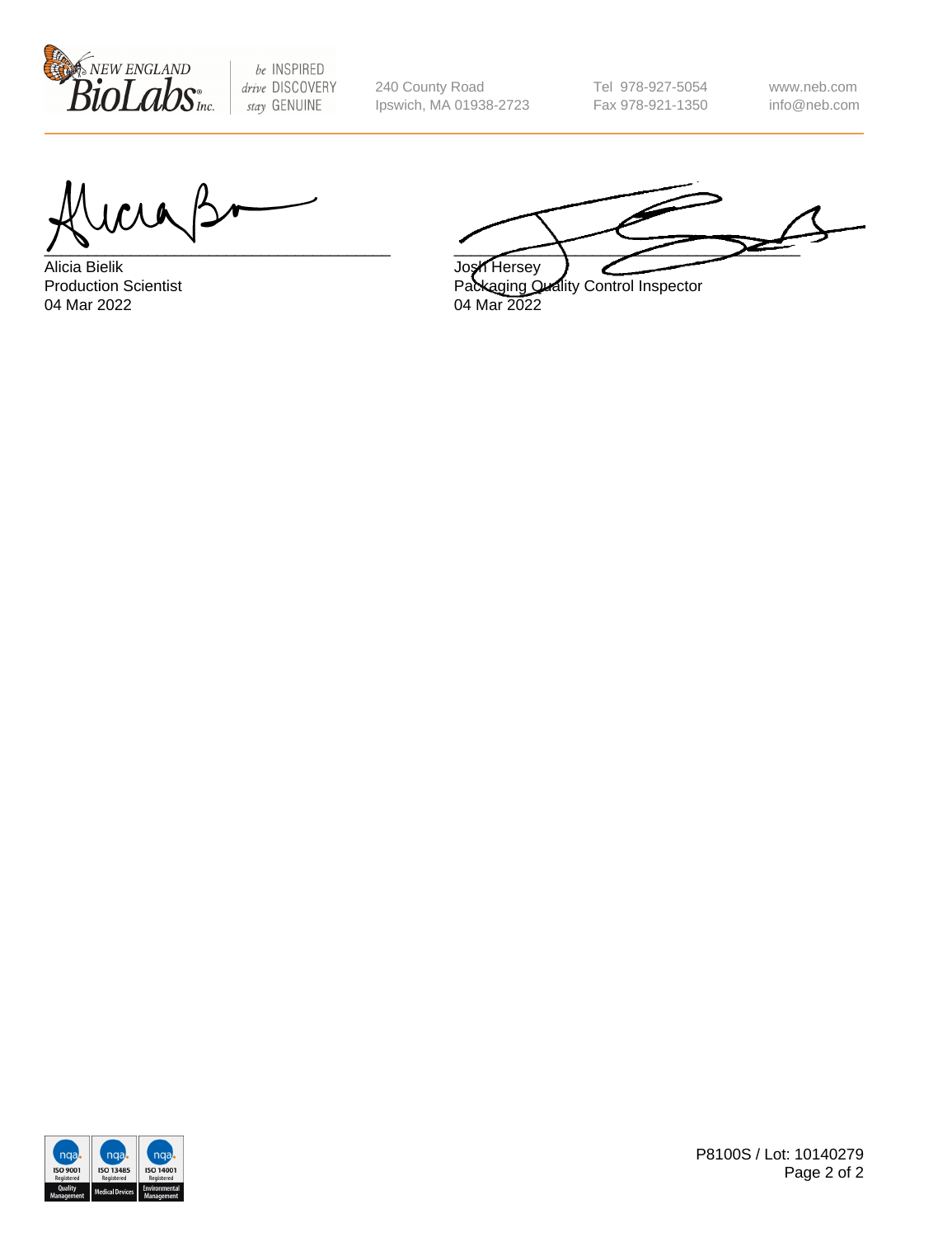Alicia Bielik
Production Scientist
04 Mar 2022

Josh Hersey
Packaging Quality Control Inspector
04 Mar 2022

P8100S / Lot: 10140279